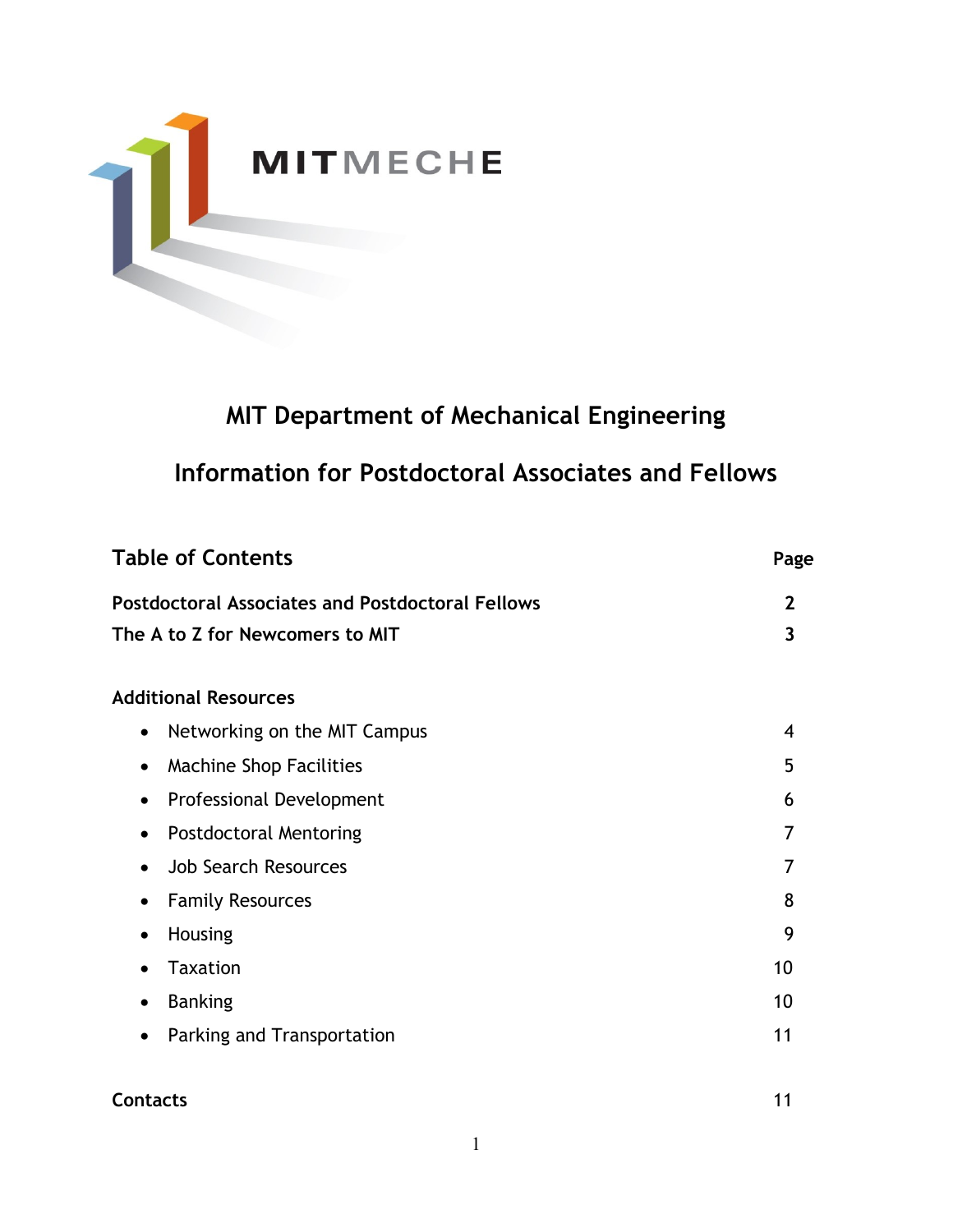MITMECHE

# MIT Department of Mechanical Engineering

## Information for Postdoctoral Associates and Fellows

| **Table of Contents** | **Page** |
|---|---|
| **Postdoctoral Associates and Postdoctoral Fellows** | **2** |
| **The A to Z for Newcomers to MIT** | **3** |
| **Additional Resources** | |
| • Networking on the MIT Campus | 4 |
| • Machine Shop Facilities | 5 |
| • Professional Development | 6 |
| • Postdoctoral Mentoring | 7 |
| • Job Search Resources | 7 |
| • Family Resources | 8 |
| • Housing | 9 |
| • Taxation | 10 |
| • Banking | 10 |
| • Parking and Transportation | 11 |
| **Contacts** | 11 |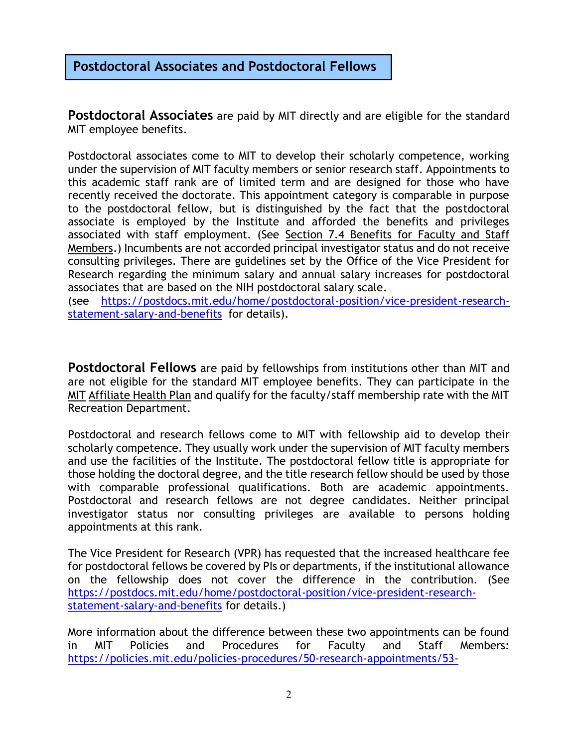## Postdoctoral Associates and Postdoctoral Fellows

**Postdoctoral Associates** are paid by MIT directly and are eligible for the standard MIT employee benefits.

Postdoctoral associates come to MIT to develop their scholarly competence, working under the supervision of MIT faculty members or senior research staff. Appointments to this academic staff rank are of limited term and are designed for those who have recently received the doctorate. This appointment category is comparable in purpose to the postdoctoral fellow, but is distinguished by the fact that the postdoctoral associate is employed by the Institute and afforded the benefits and privileges associated with staff employment. (See Section 7.4 Benefits for Faculty and Staff Members.) Incumbents are not accorded principal investigator status and do not receive consulting privileges. There are guidelines set by the Office of the Vice President for Research regarding the minimum salary and annual salary increases for postdoctoral associates that are based on the NIH postdoctoral salary scale.
(see https://postdocs.mit.edu/home/postdoctoral-position/vice-president-research-statement-salary-and-benefits for details).

**Postdoctoral Fellows** are paid by fellowships from institutions other than MIT and are not eligible for the standard MIT employee benefits. They can participate in the MIT Affiliate Health Plan and qualify for the faculty/staff membership rate with the MIT Recreation Department.

Postdoctoral and research fellows come to MIT with fellowship aid to develop their scholarly competence. They usually work under the supervision of MIT faculty members and use the facilities of the Institute. The postdoctoral fellow title is appropriate for those holding the doctoral degree, and the title research fellow should be used by those with comparable professional qualifications. Both are academic appointments. Postdoctoral and research fellows are not degree candidates. Neither principal investigator status nor consulting privileges are available to persons holding appointments at this rank.

The Vice President for Research (VPR) has requested that the increased healthcare fee for postdoctoral fellows be covered by PIs or departments, if the institutional allowance on the fellowship does not cover the difference in the contribution. (See https://postdocs.mit.edu/home/postdoctoral-position/vice-president-research-statement-salary-and-benefits for details.)

More information about the difference between these two appointments can be found in MIT Policies and Procedures for Faculty and Staff Members: https://policies.mit.edu/policies-procedures/50-research-appointments/53-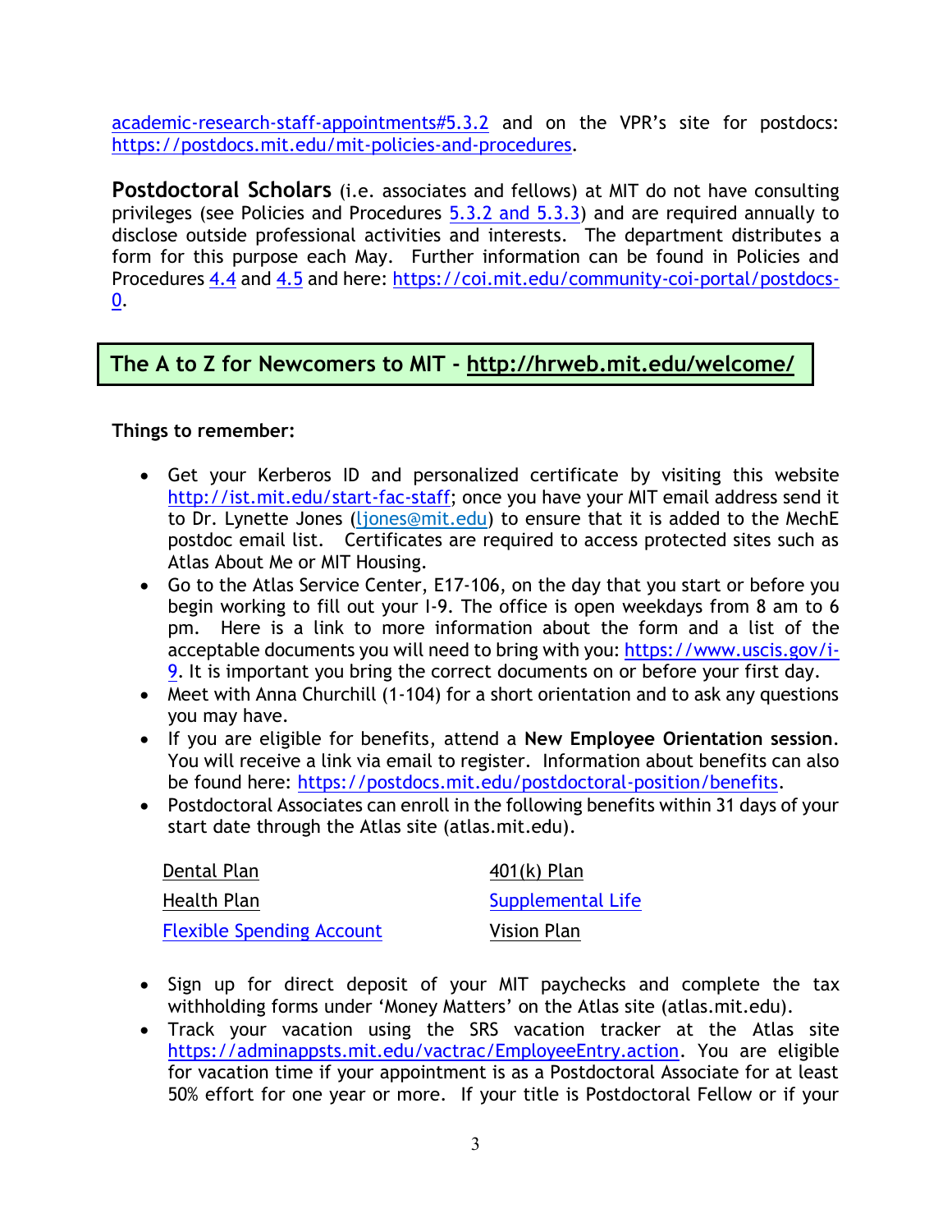academic-research-staff-appointments#5.3.2 and on the VPR's site for postdocs: https://postdocs.mit.edu/mit-policies-and-procedures.

**Postdoctoral Scholars** (i.e. associates and fellows) at MIT do not have consulting privileges (see Policies and Procedures 5.3.2 and 5.3.3) and are required annually to disclose outside professional activities and interests. The department distributes a form for this purpose each May. Further information can be found in Policies and Procedures 4.4 and 4.5 and here: https://coi.mit.edu/community-coi-portal/postdocs-0.

## The A to Z for Newcomers to MIT - http://hrweb.mit.edu/welcome/

**Things to remember:**

- Get your Kerberos ID and personalized certificate by visiting this website http://ist.mit.edu/start-fac-staff; once you have your MIT email address send it to Dr. Lynette Jones (ljones@mit.edu) to ensure that it is added to the MechE postdoc email list. Certificates are required to access protected sites such as Atlas About Me or MIT Housing.
- Go to the Atlas Service Center, E17-106, on the day that you start or before you begin working to fill out your I-9. The office is open weekdays from 8 am to 6 pm. Here is a link to more information about the form and a list of the acceptable documents you will need to bring with you: https://www.uscis.gov/i-9. It is important you bring the correct documents on or before your first day.
- Meet with Anna Churchill (1-104) for a short orientation and to ask any questions you may have.
- If you are eligible for benefits, attend a **New Employee Orientation session**. You will receive a link via email to register. Information about benefits can also be found here: https://postdocs.mit.edu/postdoctoral-position/benefits.
- Postdoctoral Associates can enroll in the following benefits within 31 days of your start date through the Atlas site (atlas.mit.edu).

| | |
|---|---|
| Dental Plan | 401(k) Plan |
| Health Plan | Supplemental Life |
| Flexible Spending Account | Vision Plan |

- Sign up for direct deposit of your MIT paychecks and complete the tax withholding forms under 'Money Matters' on the Atlas site (atlas.mit.edu).
- Track your vacation using the SRS vacation tracker at the Atlas site https://adminappsts.mit.edu/vactrac/EmployeeEntry.action. You are eligible for vacation time if your appointment is as a Postdoctoral Associate for at least 50% effort for one year or more. If your title is Postdoctoral Fellow or if your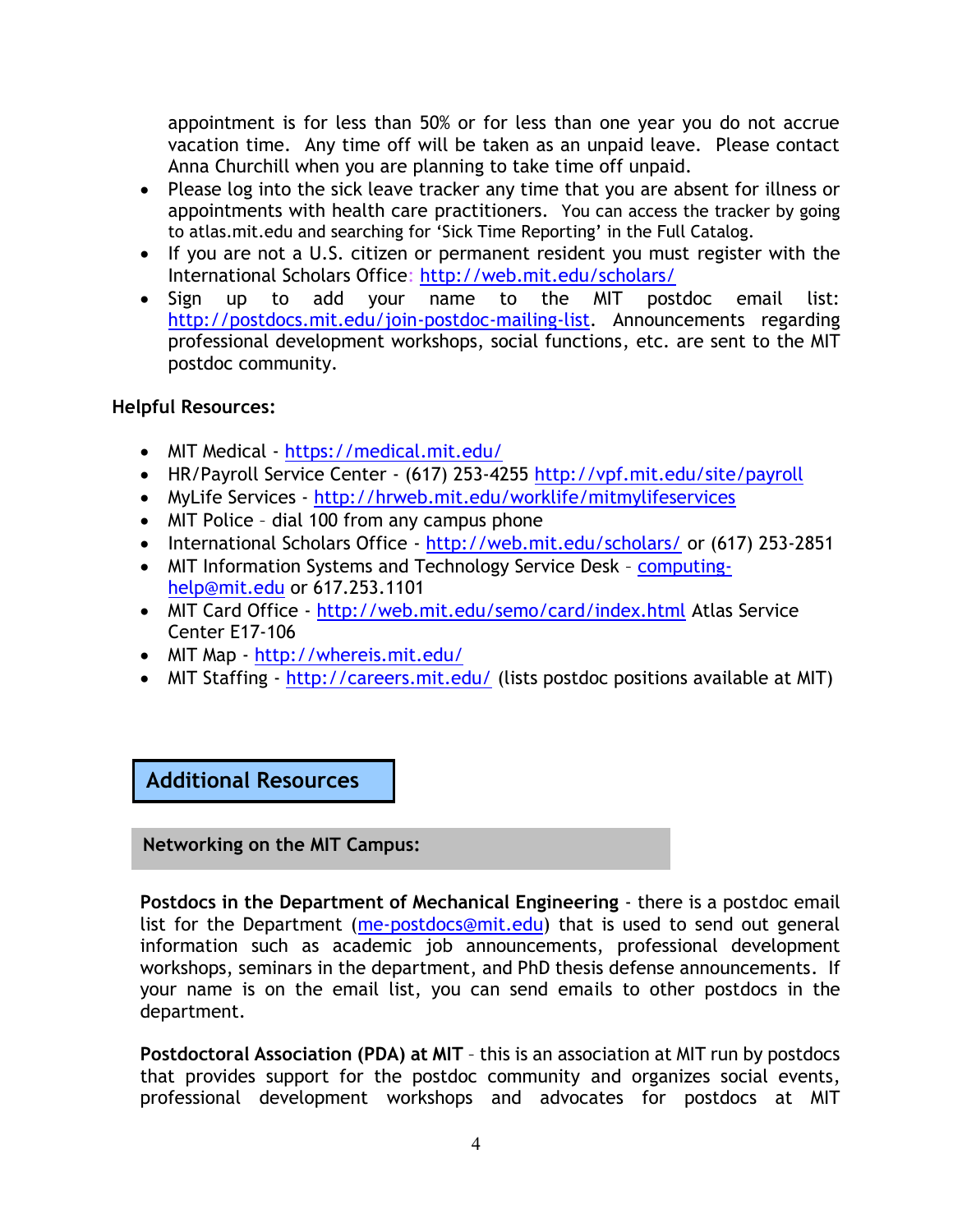appointment is for less than 50% or for less than one year you do not accrue vacation time. Any time off will be taken as an unpaid leave. Please contact Anna Churchill when you are planning to take time off unpaid.

- Please log into the sick leave tracker any time that you are absent for illness or appointments with health care practitioners. You can access the tracker by going to atlas.mit.edu and searching for 'Sick Time Reporting' in the Full Catalog.
- If you are not a U.S. citizen or permanent resident you must register with the International Scholars Office: http://web.mit.edu/scholars/
- Sign up to add your name to the MIT postdoc email list: http://postdocs.mit.edu/join-postdoc-mailing-list. Announcements regarding professional development workshops, social functions, etc. are sent to the MIT postdoc community.

**Helpful Resources:**

- MIT Medical - https://medical.mit.edu/
- HR/Payroll Service Center - (617) 253-4255 http://vpf.mit.edu/site/payroll
- MyLife Services - http://hrweb.mit.edu/worklife/mitmylifeservices
- MIT Police – dial 100 from any campus phone
- International Scholars Office - http://web.mit.edu/scholars/ or (617) 253-2851
- MIT Information Systems and Technology Service Desk – computing-help@mit.edu or 617.253.1101
- MIT Card Office - http://web.mit.edu/semo/card/index.html Atlas Service Center E17-106
- MIT Map - http://whereis.mit.edu/
- MIT Staffing - http://careers.mit.edu/ (lists postdoc positions available at MIT)

## Additional Resources

### Networking on the MIT Campus:

**Postdocs in the Department of Mechanical Engineering** - there is a postdoc email list for the Department (me-postdocs@mit.edu) that is used to send out general information such as academic job announcements, professional development workshops, seminars in the department, and PhD thesis defense announcements. If your name is on the email list, you can send emails to other postdocs in the department.

**Postdoctoral Association (PDA) at MIT** – this is an association at MIT run by postdocs that provides support for the postdoc community and organizes social events, professional development workshops and advocates for postdocs at MIT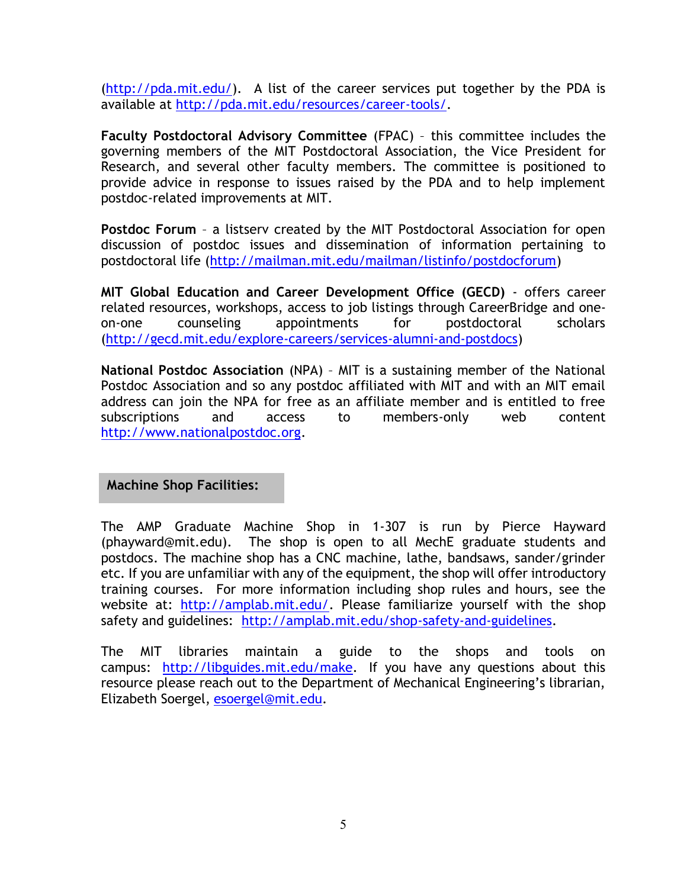(http://pda.mit.edu/). A list of the career services put together by the PDA is available at http://pda.mit.edu/resources/career-tools/.

**Faculty Postdoctoral Advisory Committee** (FPAC) – this committee includes the governing members of the MIT Postdoctoral Association, the Vice President for Research, and several other faculty members. The committee is positioned to provide advice in response to issues raised by the PDA and to help implement postdoc-related improvements at MIT.

**Postdoc Forum** – a listserv created by the MIT Postdoctoral Association for open discussion of postdoc issues and dissemination of information pertaining to postdoctoral life (http://mailman.mit.edu/mailman/listinfo/postdocforum)

**MIT Global Education and Career Development Office (GECD)** - offers career related resources, workshops, access to job listings through CareerBridge and one-on-one counseling appointments for postdoctoral scholars (http://gecd.mit.edu/explore-careers/services-alumni-and-postdocs)

**National Postdoc Association** (NPA) – MIT is a sustaining member of the National Postdoc Association and so any postdoc affiliated with MIT and with an MIT email address can join the NPA for free as an affiliate member and is entitled to free subscriptions and access to members-only web content http://www.nationalpostdoc.org.

## Machine Shop Facilities:

The AMP Graduate Machine Shop in 1-307 is run by Pierce Hayward (phayward@mit.edu). The shop is open to all MechE graduate students and postdocs. The machine shop has a CNC machine, lathe, bandsaws, sander/grinder etc. If you are unfamiliar with any of the equipment, the shop will offer introductory training courses. For more information including shop rules and hours, see the website at: http://amplab.mit.edu/. Please familiarize yourself with the shop safety and guidelines: http://amplab.mit.edu/shop-safety-and-guidelines.

The MIT libraries maintain a guide to the shops and tools on campus: http://libguides.mit.edu/make. If you have any questions about this resource please reach out to the Department of Mechanical Engineering's librarian, Elizabeth Soergel, esoergel@mit.edu.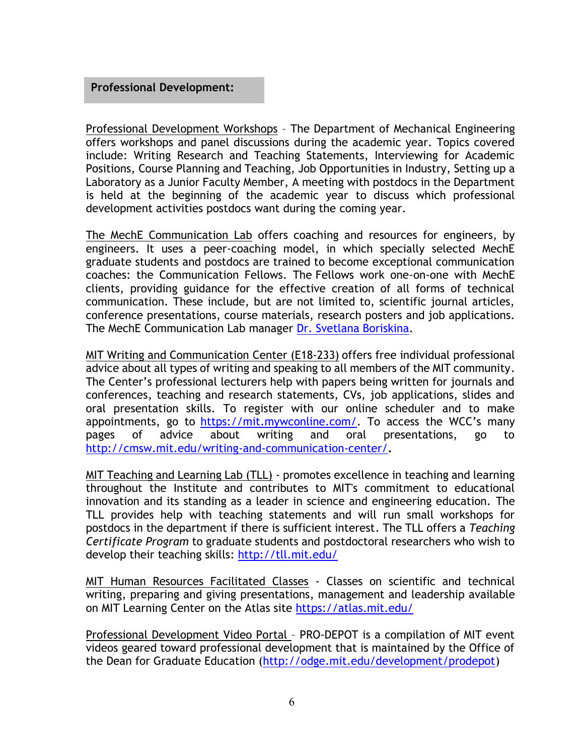## Professional Development:

Professional Development Workshops – The Department of Mechanical Engineering offers workshops and panel discussions during the academic year. Topics covered include: Writing Research and Teaching Statements, Interviewing for Academic Positions, Course Planning and Teaching, Job Opportunities in Industry, Setting up a Laboratory as a Junior Faculty Member, A meeting with postdocs in the Department is held at the beginning of the academic year to discuss which professional development activities postdocs want during the coming year.

The MechE Communication Lab offers coaching and resources for engineers, by engineers. It uses a peer-coaching model, in which specially selected MechE graduate students and postdocs are trained to become exceptional communication coaches: the Communication Fellows. The Fellows work one-on-one with MechE clients, providing guidance for the effective creation of all forms of technical communication. These include, but are not limited to, scientific journal articles, conference presentations, course materials, research posters and job applications. The MechE Communication Lab manager Dr. Svetlana Boriskina.

MIT Writing and Communication Center (E18-233) offers free individual professional advice about all types of writing and speaking to all members of the MIT community. The Center's professional lecturers help with papers being written for journals and conferences, teaching and research statements, CVs, job applications, slides and oral presentation skills. To register with our online scheduler and to make appointments, go to https://mit.mywconline.com/. To access the WCC's many pages of advice about writing and oral presentations, go to http://cmsw.mit.edu/writing-and-communication-center/.

MIT Teaching and Learning Lab (TLL) - promotes excellence in teaching and learning throughout the Institute and contributes to MIT's commitment to educational innovation and its standing as a leader in science and engineering education. The TLL provides help with teaching statements and will run small workshops for postdocs in the department if there is sufficient interest. The TLL offers a *Teaching Certificate Program* to graduate students and postdoctoral researchers who wish to develop their teaching skills: http://tll.mit.edu/

MIT Human Resources Facilitated Classes - Classes on scientific and technical writing, preparing and giving presentations, management and leadership available on MIT Learning Center on the Atlas site https://atlas.mit.edu/

Professional Development Video Portal – PRO-DEPOT is a compilation of MIT event videos geared toward professional development that is maintained by the Office of the Dean for Graduate Education (http://odge.mit.edu/development/prodepot)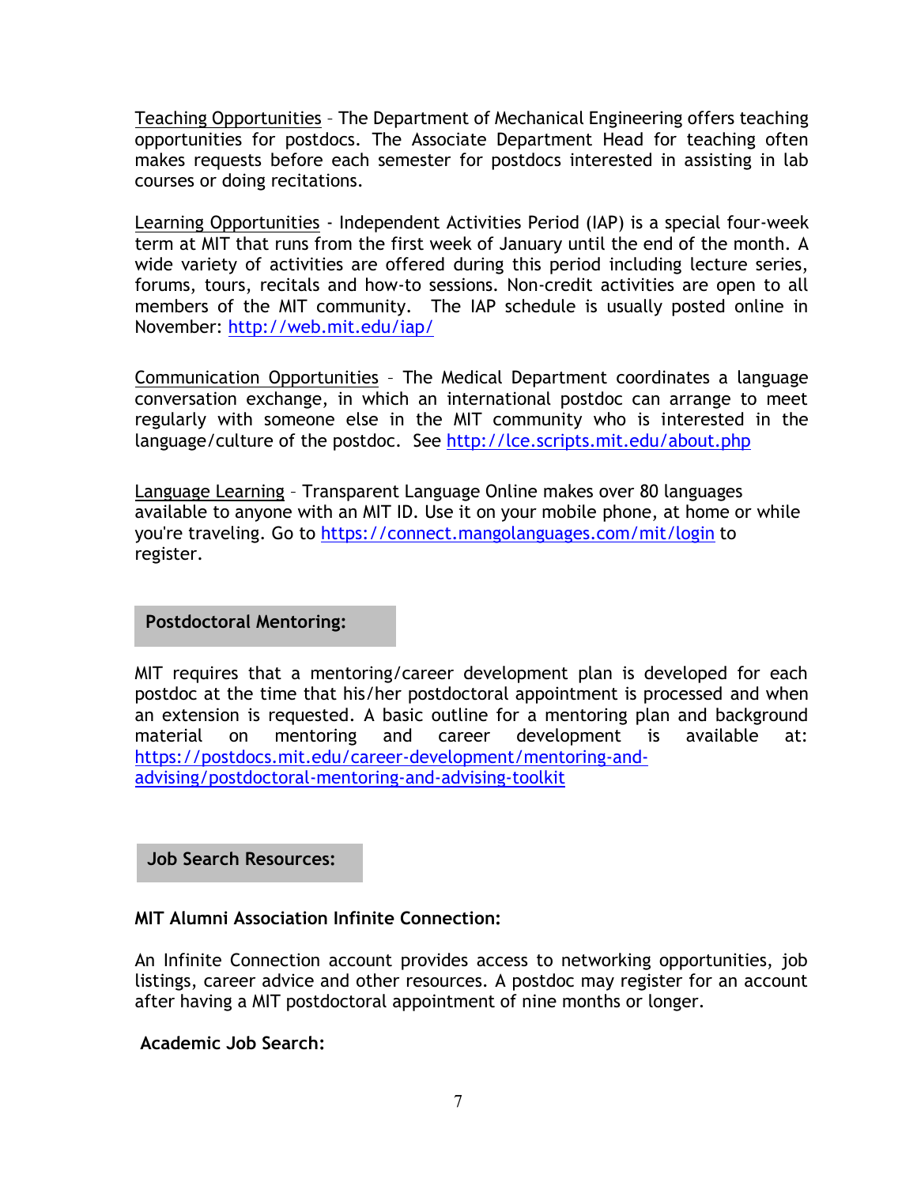Teaching Opportunities – The Department of Mechanical Engineering offers teaching opportunities for postdocs. The Associate Department Head for teaching often makes requests before each semester for postdocs interested in assisting in lab courses or doing recitations.

Learning Opportunities - Independent Activities Period (IAP) is a special four-week term at MIT that runs from the first week of January until the end of the month. A wide variety of activities are offered during this period including lecture series, forums, tours, recitals and how-to sessions. Non-credit activities are open to all members of the MIT community. The IAP schedule is usually posted online in November: http://web.mit.edu/iap/

Communication Opportunities – The Medical Department coordinates a language conversation exchange, in which an international postdoc can arrange to meet regularly with someone else in the MIT community who is interested in the language/culture of the postdoc. See http://lce.scripts.mit.edu/about.php

Language Learning – Transparent Language Online makes over 80 languages available to anyone with an MIT ID. Use it on your mobile phone, at home or while you're traveling. Go to https://connect.mangolanguages.com/mit/login to register.

## Postdoctoral Mentoring:

MIT requires that a mentoring/career development plan is developed for each postdoc at the time that his/her postdoctoral appointment is processed and when an extension is requested. A basic outline for a mentoring plan and background material on mentoring and career development is available at: https://postdocs.mit.edu/career-development/mentoring-and-advising/postdoctoral-mentoring-and-advising-toolkit

## Job Search Resources:

### MIT Alumni Association Infinite Connection:

An Infinite Connection account provides access to networking opportunities, job listings, career advice and other resources. A postdoc may register for an account after having a MIT postdoctoral appointment of nine months or longer.

### Academic Job Search: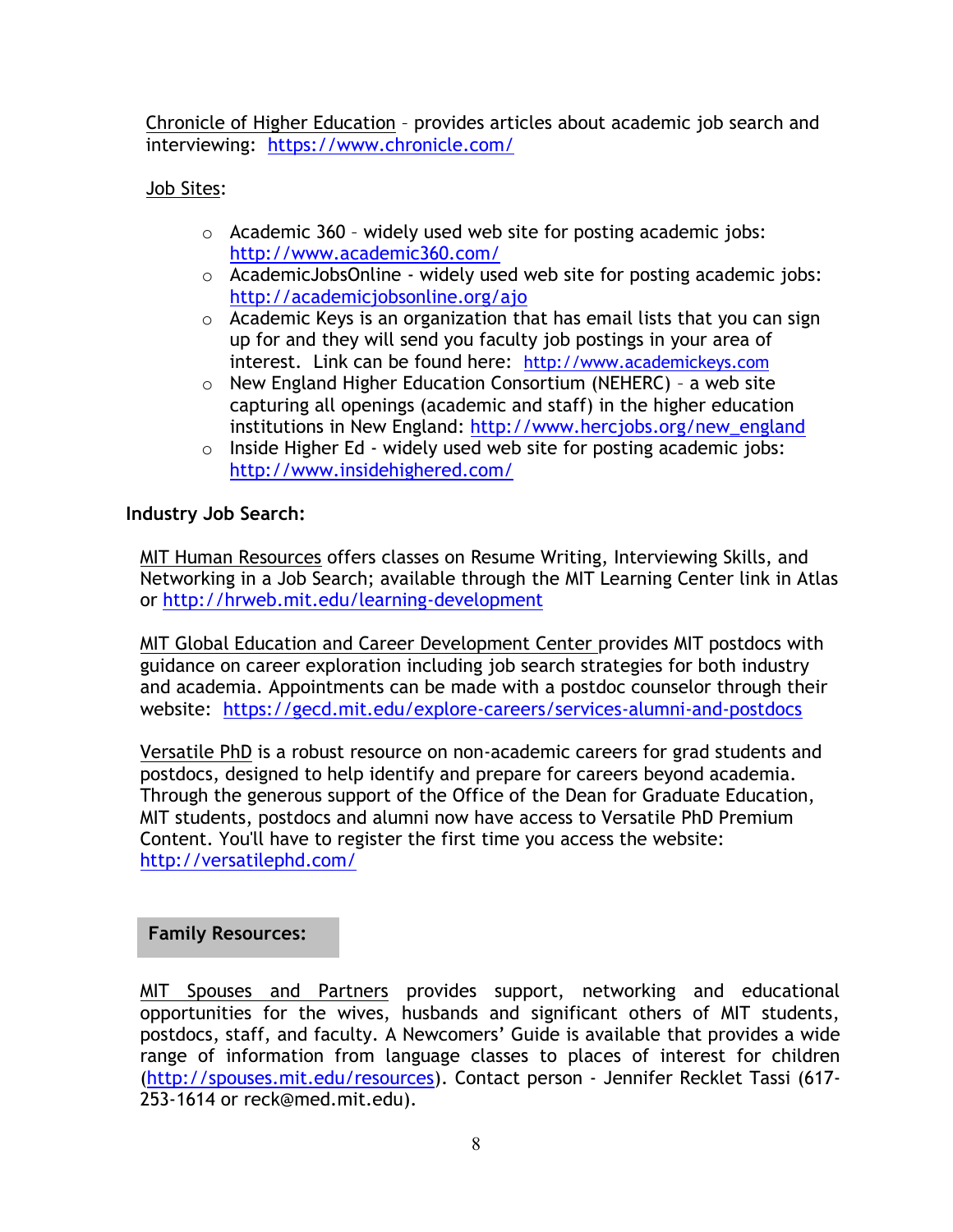Chronicle of Higher Education – provides articles about academic job search and interviewing: https://www.chronicle.com/

Job Sites:

- Academic 360 – widely used web site for posting academic jobs: http://www.academic360.com/
- AcademicJobsOnline - widely used web site for posting academic jobs: http://academicjobsonline.org/ajo
- Academic Keys is an organization that has email lists that you can sign up for and they will send you faculty job postings in your area of interest. Link can be found here: http://www.academickeys.com
- New England Higher Education Consortium (NEHERC) – a web site capturing all openings (academic and staff) in the higher education institutions in New England: http://www.hercjobs.org/new_england
- Inside Higher Ed - widely used web site for posting academic jobs: http://www.insidehighered.com/

**Industry Job Search:**

MIT Human Resources offers classes on Resume Writing, Interviewing Skills, and Networking in a Job Search; available through the MIT Learning Center link in Atlas or http://hrweb.mit.edu/learning-development

MIT Global Education and Career Development Center provides MIT postdocs with guidance on career exploration including job search strategies for both industry and academia. Appointments can be made with a postdoc counselor through their website: https://gecd.mit.edu/explore-careers/services-alumni-and-postdocs

Versatile PhD is a robust resource on non-academic careers for grad students and postdocs, designed to help identify and prepare for careers beyond academia. Through the generous support of the Office of the Dean for Graduate Education, MIT students, postdocs and alumni now have access to Versatile PhD Premium Content. You'll have to register the first time you access the website: http://versatilephd.com/

**Family Resources:**

MIT Spouses and Partners provides support, networking and educational opportunities for the wives, husbands and significant others of MIT students, postdocs, staff, and faculty. A Newcomers' Guide is available that provides a wide range of information from language classes to places of interest for children (http://spouses.mit.edu/resources). Contact person - Jennifer Recklet Tassi (617-253-1614 or reck@med.mit.edu).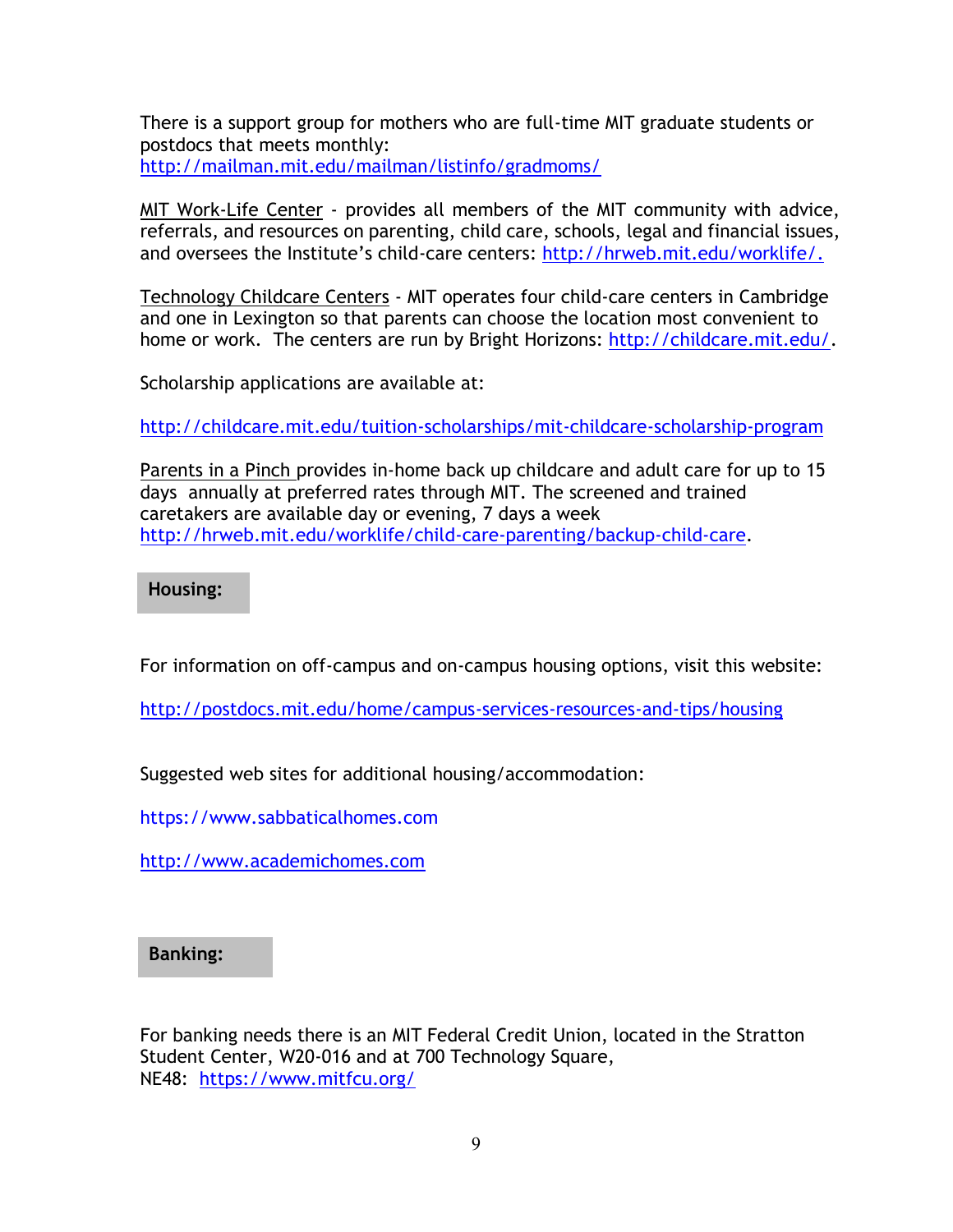There is a support group for mothers who are full-time MIT graduate students or postdocs that meets monthly:
http://mailman.mit.edu/mailman/listinfo/gradmoms/

MIT Work-Life Center - provides all members of the MIT community with advice, referrals, and resources on parenting, child care, schools, legal and financial issues, and oversees the Institute's child-care centers: http://hrweb.mit.edu/worklife/.

Technology Childcare Centers - MIT operates four child-care centers in Cambridge and one in Lexington so that parents can choose the location most convenient to home or work. The centers are run by Bright Horizons: http://childcare.mit.edu/.

Scholarship applications are available at:

http://childcare.mit.edu/tuition-scholarships/mit-childcare-scholarship-program

Parents in a Pinch provides in-home back up childcare and adult care for up to 15 days annually at preferred rates through MIT. The screened and trained caretakers are available day or evening, 7 days a week
http://hrweb.mit.edu/worklife/child-care-parenting/backup-child-care.

## Housing:

For information on off-campus and on-campus housing options, visit this website:

http://postdocs.mit.edu/home/campus-services-resources-and-tips/housing

Suggested web sites for additional housing/accommodation:

https://www.sabbaticalhomes.com

http://www.academichomes.com

## Banking:

For banking needs there is an MIT Federal Credit Union, located in the Stratton Student Center, W20-016 and at 700 Technology Square, NE48: https://www.mitfcu.org/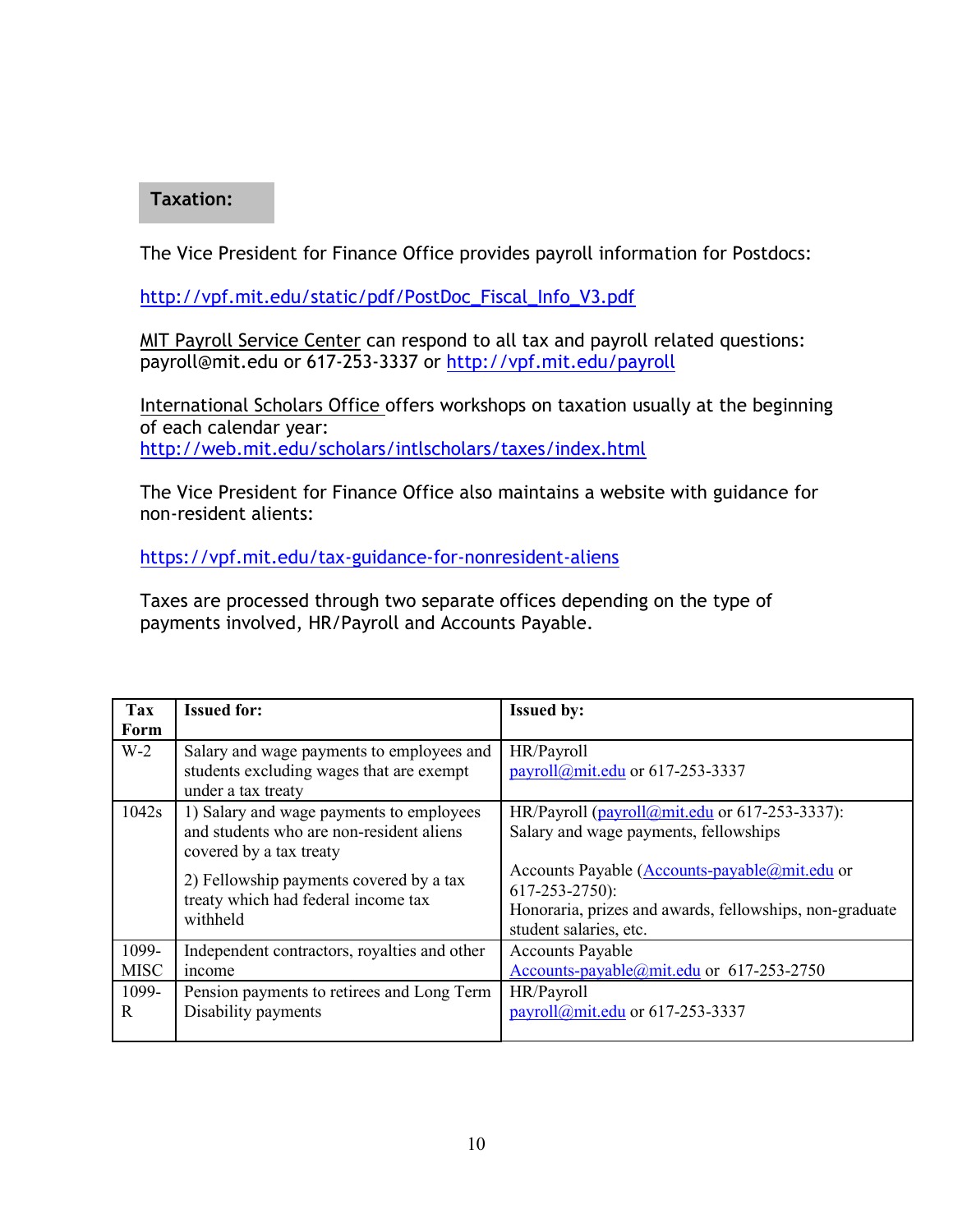## Taxation:

The Vice President for Finance Office provides payroll information for Postdocs:

http://vpf.mit.edu/static/pdf/PostDoc_Fiscal_Info_V3.pdf

MIT Payroll Service Center can respond to all tax and payroll related questions: payroll@mit.edu or 617-253-3337 or http://vpf.mit.edu/payroll

International Scholars Office offers workshops on taxation usually at the beginning of each calendar year:
http://web.mit.edu/scholars/intlscholars/taxes/index.html

The Vice President for Finance Office also maintains a website with guidance for non-resident alients:

https://vpf.mit.edu/tax-guidance-for-nonresident-aliens

Taxes are processed through two separate offices depending on the type of payments involved, HR/Payroll and Accounts Payable.

| Tax Form | Issued for: | Issued by: |
|---|---|---|
| W-2 | Salary and wage payments to employees and students excluding wages that are exempt under a tax treaty | HR/Payroll payroll@mit.edu or 617-253-3337 |
| 1042s | 1) Salary and wage payments to employees and students who are non-resident aliens covered by a tax treaty<br>2) Fellowship payments covered by a tax treaty which had federal income tax withheld | HR/Payroll (payroll@mit.edu or 617-253-3337): Salary and wage payments, fellowships<br>Accounts Payable (Accounts-payable@mit.edu or 617-253-2750): Honoraria, prizes and awards, fellowships, non-graduate student salaries, etc. |
| 1099-MISC | Independent contractors, royalties and other income | Accounts Payable Accounts-payable@mit.edu or 617-253-2750 |
| 1099-R | Pension payments to retirees and Long Term Disability payments | HR/Payroll payroll@mit.edu or 617-253-3337 |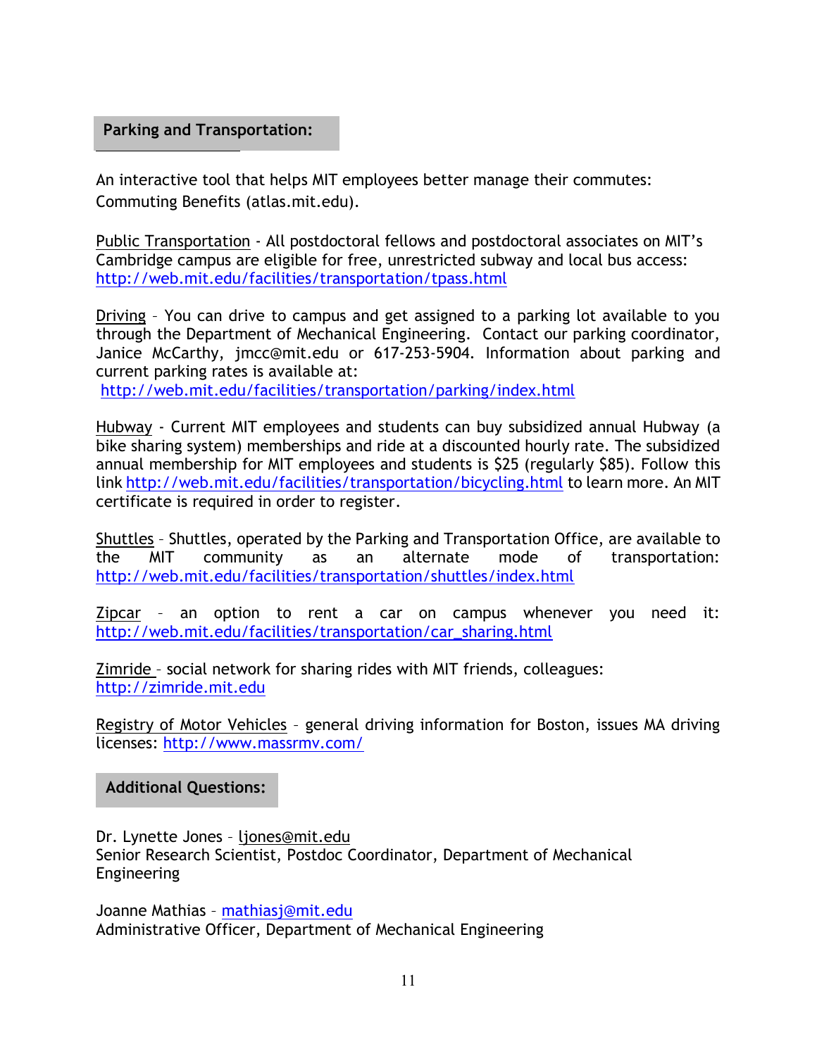## Parking and Transportation:

An interactive tool that helps MIT employees better manage their commutes: Commuting Benefits (atlas.mit.edu).

Public Transportation - All postdoctoral fellows and postdoctoral associates on MIT's Cambridge campus are eligible for free, unrestricted subway and local bus access: http://web.mit.edu/facilities/transportation/tpass.html

Driving – You can drive to campus and get assigned to a parking lot available to you through the Department of Mechanical Engineering. Contact our parking coordinator, Janice McCarthy, jmcc@mit.edu or 617-253-5904. Information about parking and current parking rates is available at: http://web.mit.edu/facilities/transportation/parking/index.html

Hubway - Current MIT employees and students can buy subsidized annual Hubway (a bike sharing system) memberships and ride at a discounted hourly rate. The subsidized annual membership for MIT employees and students is $25 (regularly $85). Follow this link http://web.mit.edu/facilities/transportation/bicycling.html to learn more. An MIT certificate is required in order to register.

Shuttles – Shuttles, operated by the Parking and Transportation Office, are available to the MIT community as an alternate mode of transportation: http://web.mit.edu/facilities/transportation/shuttles/index.html

Zipcar – an option to rent a car on campus whenever you need it: http://web.mit.edu/facilities/transportation/car_sharing.html

Zimride – social network for sharing rides with MIT friends, colleagues: http://zimride.mit.edu

Registry of Motor Vehicles – general driving information for Boston, issues MA driving licenses: http://www.massrmv.com/

## Additional Questions:

Dr. Lynette Jones – ljones@mit.edu
Senior Research Scientist, Postdoc Coordinator, Department of Mechanical Engineering

Joanne Mathias – mathiasj@mit.edu
Administrative Officer, Department of Mechanical Engineering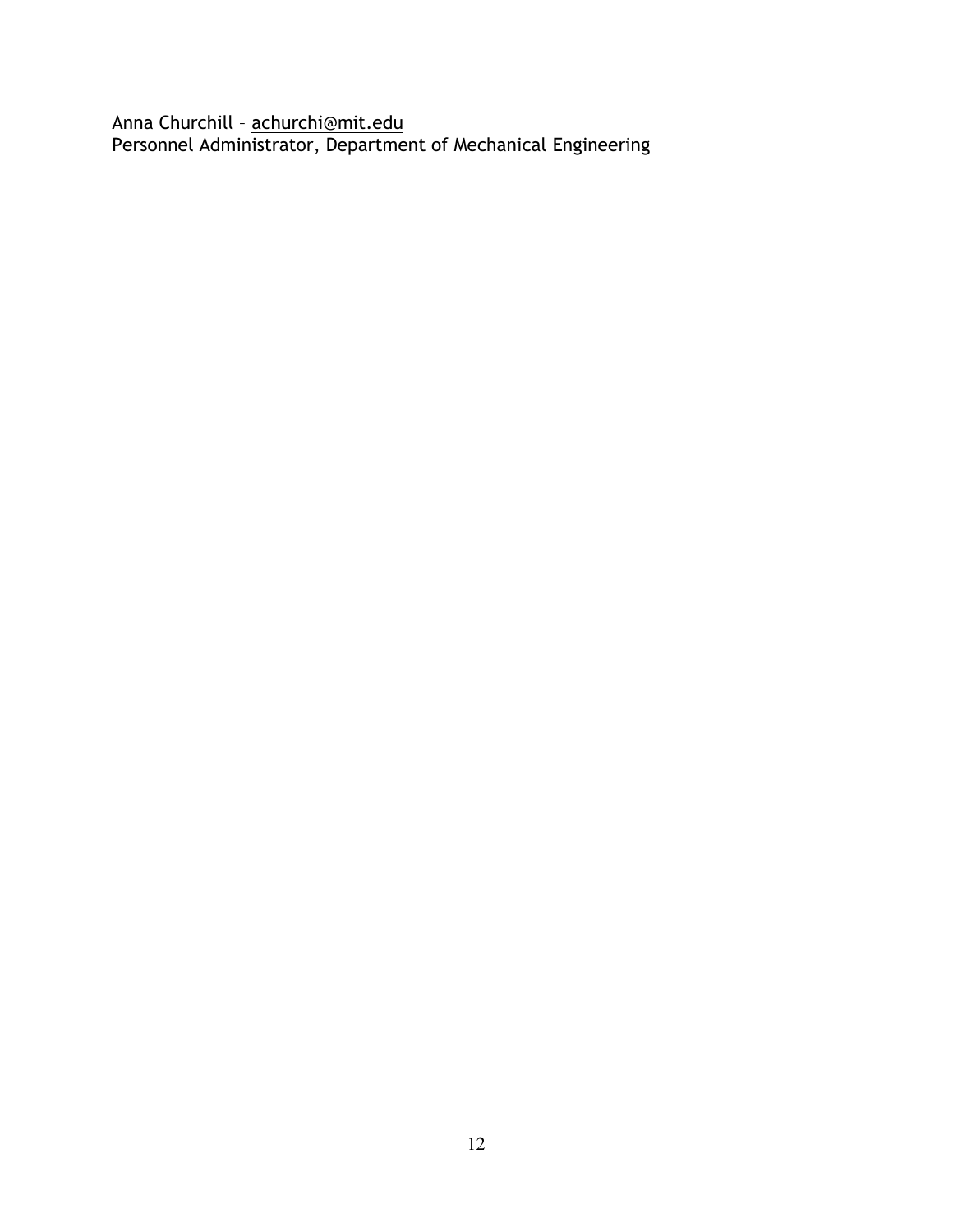Anna Churchill – achurchi@mit.edu
Personnel Administrator, Department of Mechanical Engineering